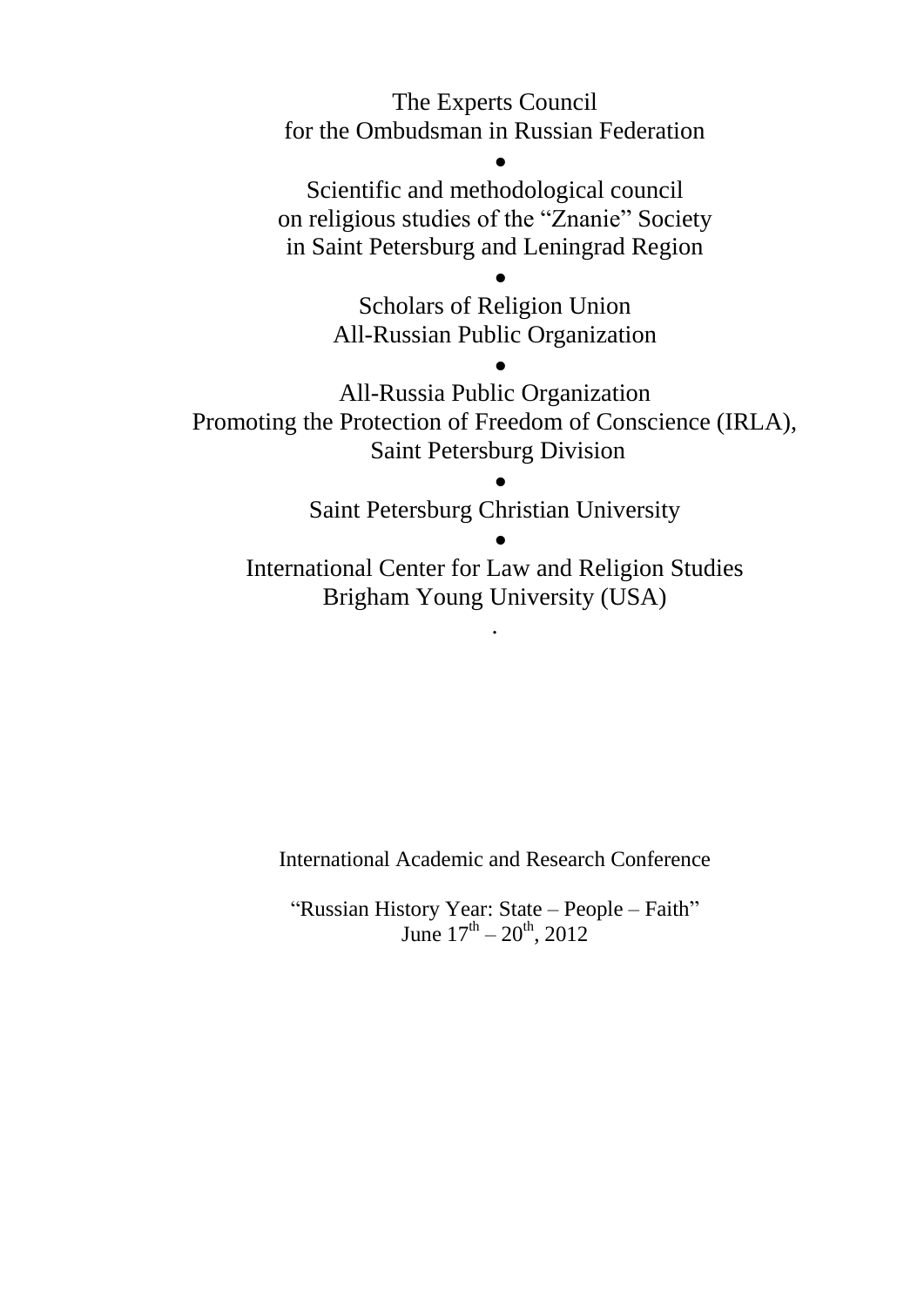The Experts Council
for the Ombudsman in Russian Federation

●

Scientific and methodological council
on religious studies of the “Znanie” Society
in Saint Petersburg and Leningrad Region

●

Scholars of Religion Union
All-Russian Public Organization

●

All-Russia Public Organization
Promoting the Protection of Freedom of Conscience (IRLA),
Saint Petersburg Division

●

Saint Petersburg Christian University

●

International Center for Law and Religion Studies
Brigham Young University (USA)

.

International Academic and Research Conference

“Russian History Year: State – People – Faith”
June 17th – 20th, 2012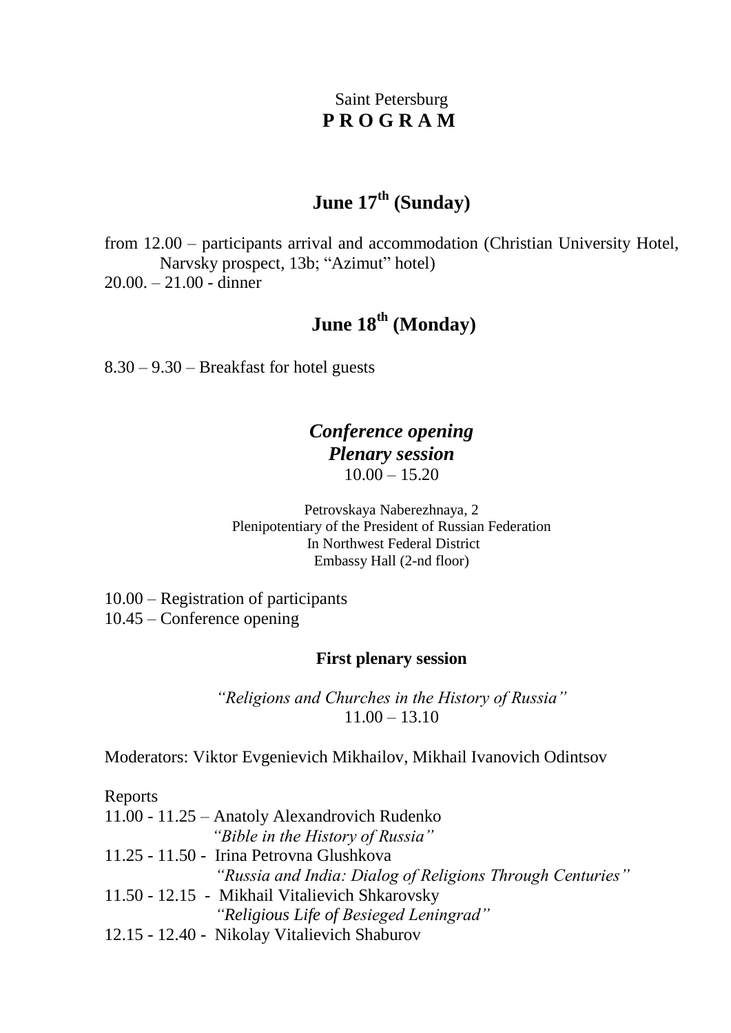Saint Petersburg

# P R O G R A M

## June 17th (Sunday)

from 12.00 – participants arrival and accommodation (Christian University Hotel, Narvsky prospect, 13b; "Azimut" hotel)
20.00. – 21.00 - dinner

## June 18th (Monday)

8.30 – 9.30 – Breakfast for hotel guests

### *Conference opening*
### *Plenary session*

10.00 – 15.20

Petrovskaya Naberezhnaya, 2
Plenipotentiary of the President of Russian Federation
In Northwest Federal District
Embassy Hall (2-nd floor)

10.00 – Registration of participants
10.45 – Conference opening

**First plenary session**

*"Religions and Churches in the History of Russia"*
11.00 – 13.10

Moderators: Viktor Evgenievich Mikhailov, Mikhail Ivanovich Odintsov

Reports

11.00 - 11.25 – Anatoly Alexandrovich Rudenko
*"Bible in the History of Russia"*

11.25 - 11.50 - Irina Petrovna Glushkova
*"Russia and India: Dialog of Religions Through Centuries"*

11.50 - 12.15 - Mikhail Vitalievich Shkarovsky
*"Religious Life of Besieged Leningrad"*

12.15 - 12.40 - Nikolay Vitalievich Shaburov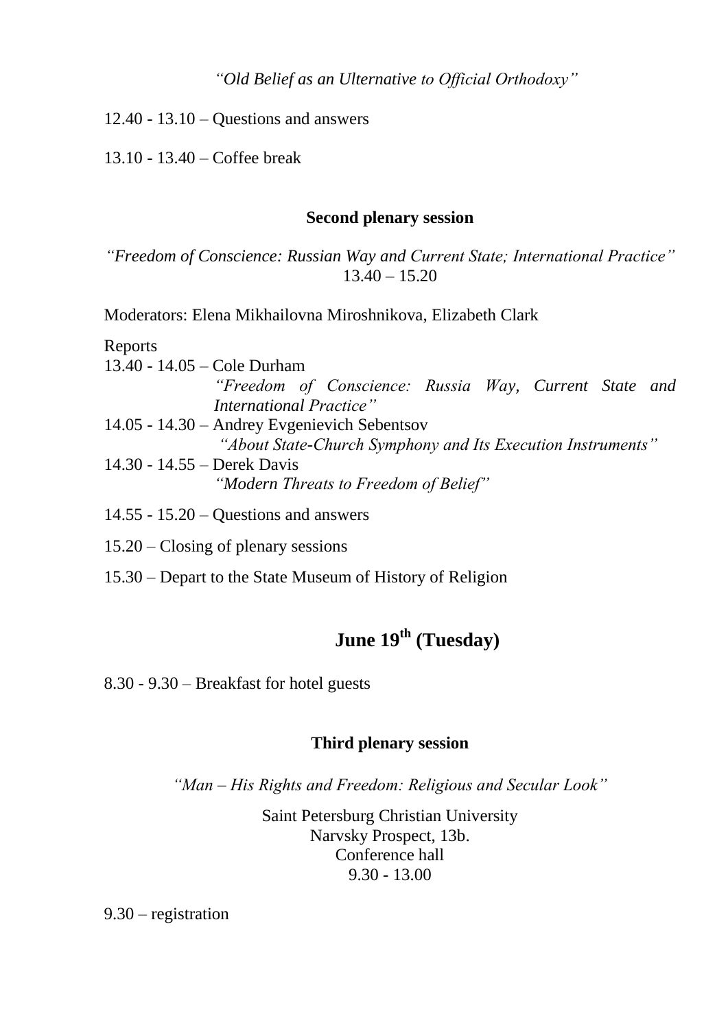*"Old Belief as an Ulternative to Official Orthodoxy"*

12.40 - 13.10 – Questions and answers

13.10 - 13.40 – Coffee break

**Second plenary session**

*"Freedom of Conscience: Russian Way and Current State; International Practice"*
13.40 – 15.20

Moderators: Elena Mikhailovna Miroshnikova, Elizabeth Clark

Reports

13.40 - 14.05 – Cole Durham
*"Freedom of Conscience: Russia Way, Current State and International Practice"*

14.05 - 14.30 – Andrey Evgenievich Sebentsov
*"About State-Church Symphony and Its Execution Instruments"*

14.30 - 14.55 – Derek Davis
*"Modern Threats to Freedom of Belief"*

14.55 - 15.20 – Questions and answers

15.20 – Closing of plenary sessions

15.30 – Depart to the State Museum of History of Religion

## June 19th (Tuesday)

8.30 - 9.30 – Breakfast for hotel guests

**Third plenary session**

*"Man – His Rights and Freedom: Religious and Secular Look"*

Saint Petersburg Christian University
Narvsky Prospect, 13b.
Conference hall
9.30 - 13.00

9.30 – registration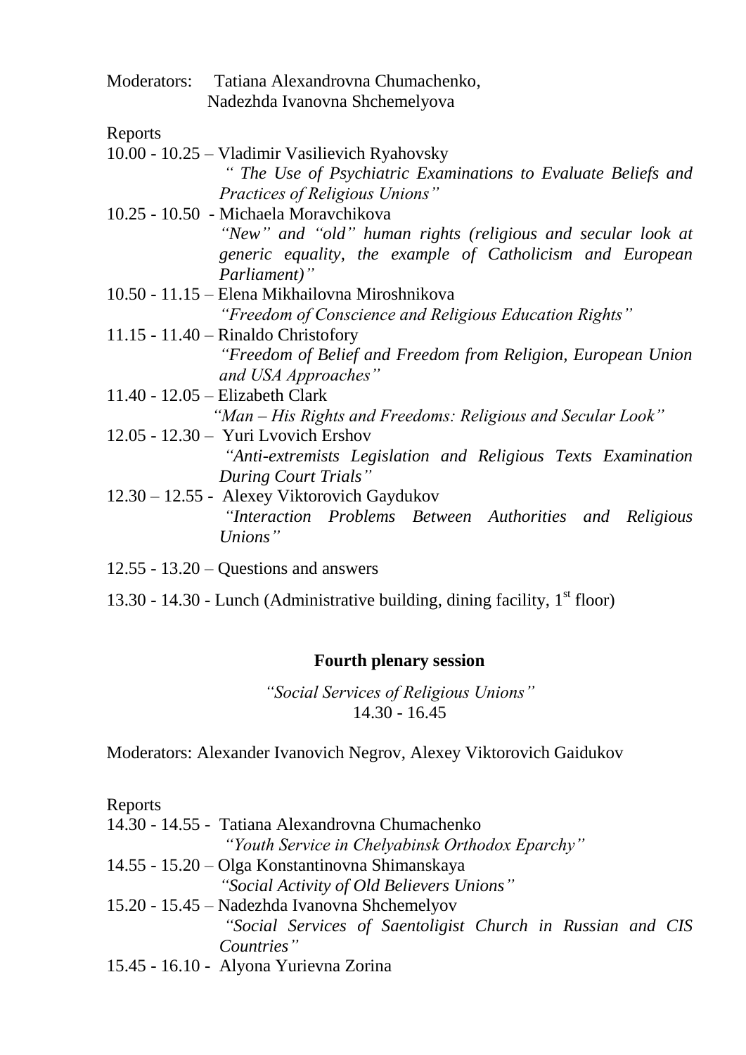Moderators: Tatiana Alexandrovna Chumachenko,
Nadezhda Ivanovna Shchemelyova

Reports

10.00 - 10.25 – Vladimir Vasilievich Ryahovsky
*" The Use of Psychiatric Examinations to Evaluate Beliefs and Practices of Religious Unions"*

10.25 - 10.50 - Michaela Moravchikova
*"New" and "old" human rights (religious and secular look at generic equality, the example of Catholicism and European Parliament)"*

10.50 - 11.15 – Elena Mikhailovna Miroshnikova
*"Freedom of Conscience and Religious Education Rights"*

11.15 - 11.40 – Rinaldo Christofory
*"Freedom of Belief and Freedom from Religion, European Union and USA Approaches"*

11.40 - 12.05 – Elizabeth Clark
*"Man – His Rights and Freedoms: Religious and Secular Look"*

12.05 - 12.30 – Yuri Lvovich Ershov
*"Anti-extremists Legislation and Religious Texts Examination During Court Trials"*

12.30 – 12.55 - Alexey Viktorovich Gaydukov
*"Interaction Problems Between Authorities and Religious Unions"*

12.55 - 13.20 – Questions and answers

13.30 - 14.30 - Lunch (Administrative building, dining facility, 1st floor)

**Fourth plenary session**

*"Social Services of Religious Unions"*
14.30 - 16.45

Moderators: Alexander Ivanovich Negrov, Alexey Viktorovich Gaidukov

Reports

14.30 - 14.55 - Tatiana Alexandrovna Chumachenko
*"Youth Service in Chelyabinsk Orthodox Eparchy"*

14.55 - 15.20 – Olga Konstantinovna Shimanskaya
*"Social Activity of Old Believers Unions"*

15.20 - 15.45 – Nadezhda Ivanovna Shchemelyov
*"Social Services of Saentoligist Church in Russian and CIS Countries"*

15.45 - 16.10 - Alyona Yurievna Zorina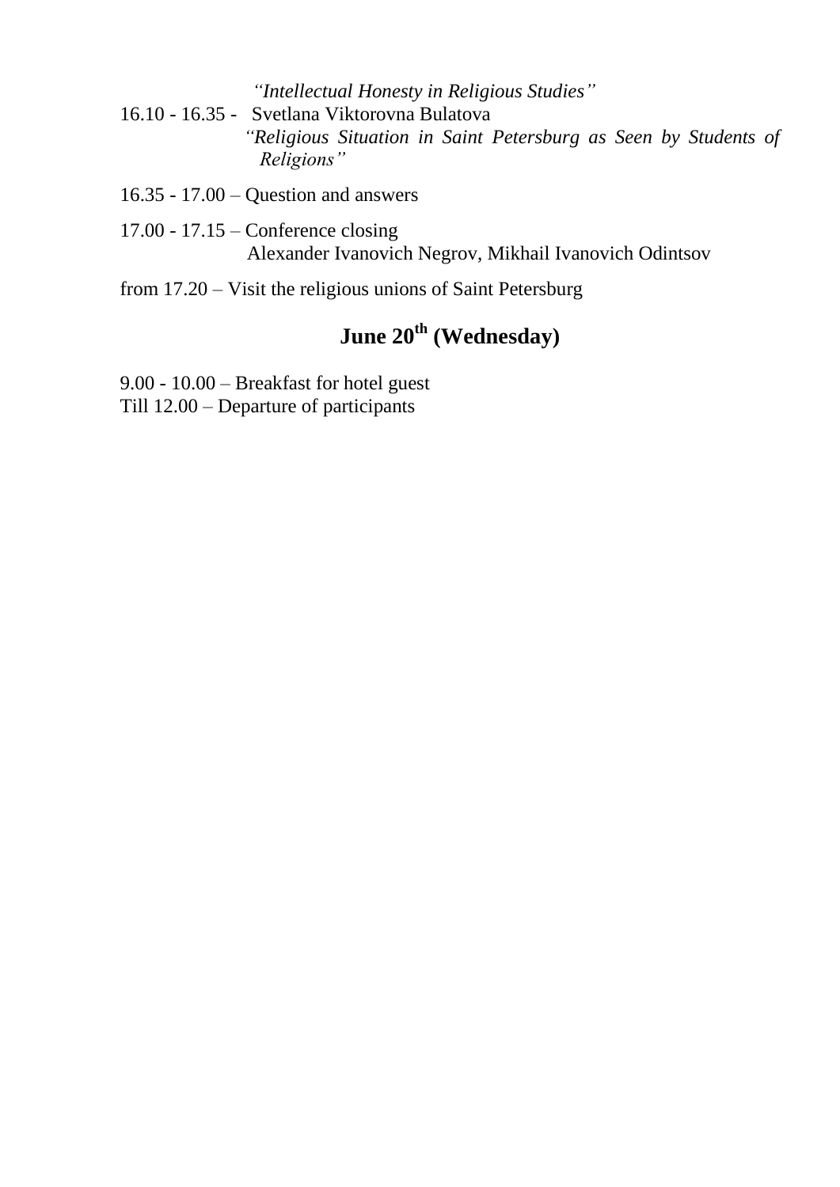*"Intellectual Honesty in Religious Studies"*

16.10 - 16.35 - Svetlana Viktorovna Bulatova
*"Religious Situation in Saint Petersburg as Seen by Students of Religions"*

16.35 - 17.00 – Question and answers

17.00 - 17.15 – Conference closing
Alexander Ivanovich Negrov, Mikhail Ivanovich Odintsov

from 17.20 – Visit the religious unions of Saint Petersburg

## June 20th (Wednesday)

9.00 - 10.00 – Breakfast for hotel guest
Till 12.00 – Departure of participants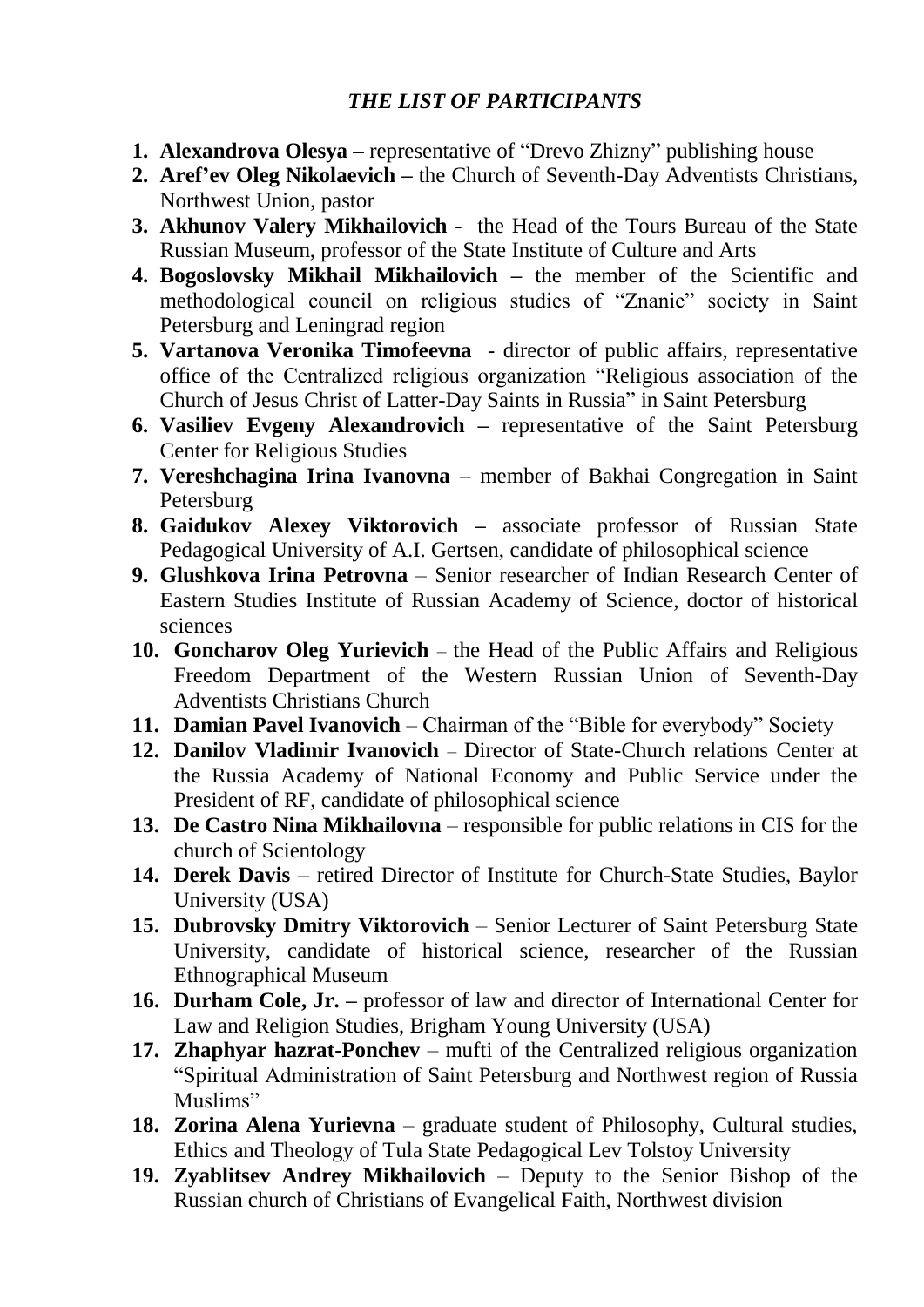### *THE LIST OF PARTICIPANTS*

1. **Alexandrova Olesya –** representative of "Drevo Zhizny" publishing house
2. **Aref'ev Oleg Nikolaevich –** the Church of Seventh-Day Adventists Christians, Northwest Union, pastor
3. **Akhunov Valery Mikhailovich** - the Head of the Tours Bureau of the State Russian Museum, professor of the State Institute of Culture and Arts
4. **Bogoslovsky Mikhail Mikhailovich –** the member of the Scientific and methodological council on religious studies of "Znanie" society in Saint Petersburg and Leningrad region
5. **Vartanova Veronika Timofeevna** - director of public affairs, representative office of the Centralized religious organization "Religious association of the Church of Jesus Christ of Latter-Day Saints in Russia" in Saint Petersburg
6. **Vasiliev Evgeny Alexandrovich –** representative of the Saint Petersburg Center for Religious Studies
7. **Vereshchagina Irina Ivanovna** – member of Bakhai Congregation in Saint Petersburg
8. **Gaidukov Alexey Viktorovich –** associate professor of Russian State Pedagogical University of A.I. Gertsen, candidate of philosophical science
9. **Glushkova Irina Petrovna** – Senior researcher of Indian Research Center of Eastern Studies Institute of Russian Academy of Science, doctor of historical sciences
10. **Goncharov Oleg Yurievich** – the Head of the Public Affairs and Religious Freedom Department of the Western Russian Union of Seventh-Day Adventists Christians Church
11. **Damian Pavel Ivanovich** – Chairman of the "Bible for everybody" Society
12. **Danilov Vladimir Ivanovich** – Director of State-Church relations Center at the Russia Academy of National Economy and Public Service under the President of RF, candidate of philosophical science
13. **De Castro Nina Mikhailovna** – responsible for public relations in CIS for the church of Scientology
14. **Derek Davis** – retired Director of Institute for Church-State Studies, Baylor University (USA)
15. **Dubrovsky Dmitry Viktorovich** – Senior Lecturer of Saint Petersburg State University, candidate of historical science, researcher of the Russian Ethnographical Museum
16. **Durham Cole, Jr. –** professor of law and director of International Center for Law and Religion Studies, Brigham Young University (USA)
17. **Zhaphyar hazrat-Ponchev** – mufti of the Centralized religious organization "Spiritual Administration of Saint Petersburg and Northwest region of Russia Muslims"
18. **Zorina Alena Yurievna** – graduate student of Philosophy, Cultural studies, Ethics and Theology of Tula State Pedagogical Lev Tolstoy University
19. **Zyablitsev Andrey Mikhailovich** – Deputy to the Senior Bishop of the Russian church of Christians of Evangelical Faith, Northwest division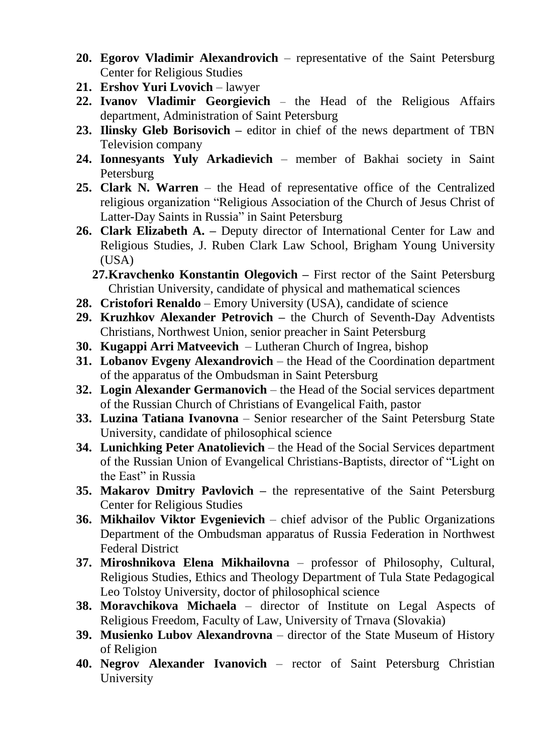20. **Egorov Vladimir Alexandrovich** – representative of the Saint Petersburg Center for Religious Studies
21. **Ershov Yuri Lvovich** – lawyer
22. **Ivanov Vladimir Georgievich** – the Head of the Religious Affairs department, Administration of Saint Petersburg
23. **Ilinsky Gleb Borisovich –** editor in chief of the news department of TBN Television company
24. **Ionnesyants Yuly Arkadievich** – member of Bakhai society in Saint Petersburg
25. **Clark N. Warren** – the Head of representative office of the Centralized religious organization "Religious Association of the Church of Jesus Christ of Latter-Day Saints in Russia" in Saint Petersburg
26. **Clark Elizabeth A. –** Deputy director of International Center for Law and Religious Studies, J. Ruben Clark Law School, Brigham Young University (USA)
27. **Kravchenko Konstantin Olegovich –** First rector of the Saint Petersburg Christian University, candidate of physical and mathematical sciences
28. **Cristofori Renaldo** – Emory University (USA), candidate of science
29. **Kruzhkov Alexander Petrovich –** the Church of Seventh-Day Adventists Christians, Northwest Union, senior preacher in Saint Petersburg
30. **Kugappi Arri Matveevich** – Lutheran Church of Ingrea, bishop
31. **Lobanov Evgeny Alexandrovich** – the Head of the Coordination department of the apparatus of the Ombudsman in Saint Petersburg
32. **Login Alexander Germanovich** – the Head of the Social services department of the Russian Church of Christians of Evangelical Faith, pastor
33. **Luzina Tatiana Ivanovna** – Senior researcher of the Saint Petersburg State University, candidate of philosophical science
34. **Lunichking Peter Anatolievich** – the Head of the Social Services department of the Russian Union of Evangelical Christians-Baptists, director of "Light on the East" in Russia
35. **Makarov Dmitry Pavlovich –** the representative of the Saint Petersburg Center for Religious Studies
36. **Mikhailov Viktor Evgenievich** – chief advisor of the Public Organizations Department of the Ombudsman apparatus of Russia Federation in Northwest Federal District
37. **Miroshnikova Elena Mikhailovna** – professor of Philosophy, Cultural, Religious Studies, Ethics and Theology Department of Tula State Pedagogical Leo Tolstoy University, doctor of philosophical science
38. **Moravchikova Michaela** – director of Institute on Legal Aspects of Religious Freedom, Faculty of Law, University of Trnava (Slovakia)
39. **Musienko Lubov Alexandrovna** – director of the State Museum of History of Religion
40. **Negrov Alexander Ivanovich** – rector of Saint Petersburg Christian University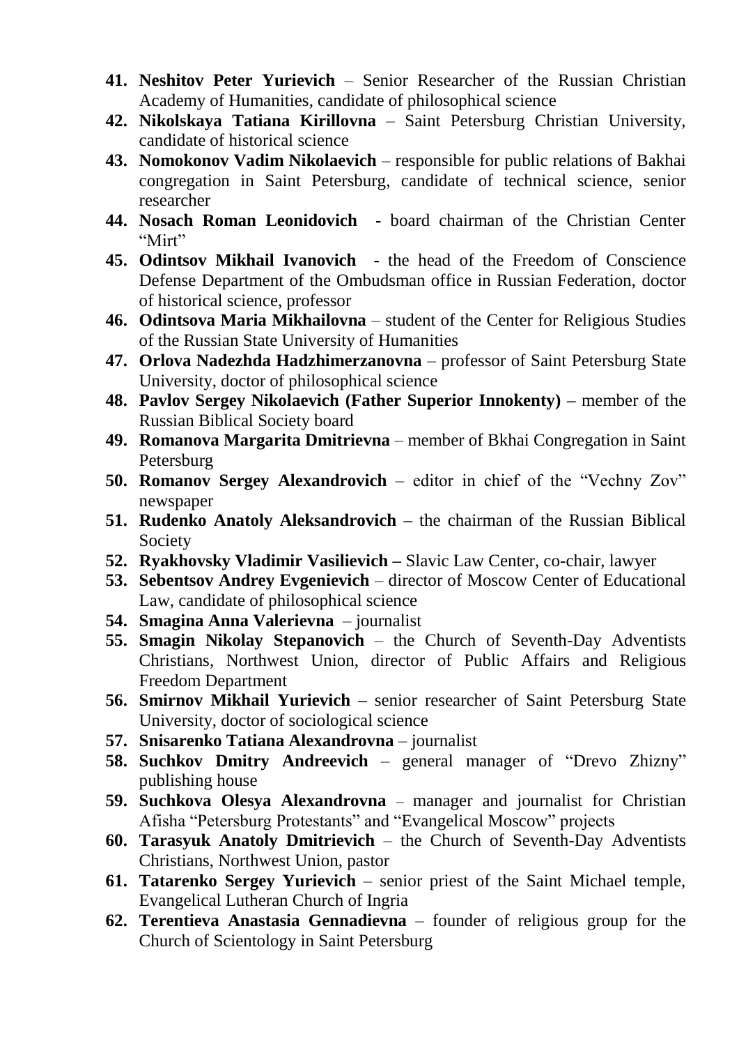41. **Neshitov Peter Yurievich** – Senior Researcher of the Russian Christian Academy of Humanities, candidate of philosophical science
42. **Nikolskaya Tatiana Kirillovna** – Saint Petersburg Christian University, candidate of historical science
43. **Nomokonov Vadim Nikolaevich** – responsible for public relations of Bakhai congregation in Saint Petersburg, candidate of technical science, senior researcher
44. **Nosach Roman Leonidovich** - board chairman of the Christian Center "Mirt"
45. **Odintsov Mikhail Ivanovich** - the head of the Freedom of Conscience Defense Department of the Ombudsman office in Russian Federation, doctor of historical science, professor
46. **Odintsova Maria Mikhailovna** – student of the Center for Religious Studies of the Russian State University of Humanities
47. **Orlova Nadezhda Hadzhimerzanovna** – professor of Saint Petersburg State University, doctor of philosophical science
48. **Pavlov Sergey Nikolaevich (Father Superior Innokenty) –** member of the Russian Biblical Society board
49. **Romanova Margarita Dmitrievna** – member of Bkhai Congregation in Saint Petersburg
50. **Romanov Sergey Alexandrovich** – editor in chief of the "Vechny Zov" newspaper
51. **Rudenko Anatoly Aleksandrovich –** the chairman of the Russian Biblical Society
52. **Ryakhovsky Vladimir Vasilievich –** Slavic Law Center, co-chair, lawyer
53. **Sebentsov Andrey Evgenievich** – director of Moscow Center of Educational Law, candidate of philosophical science
54. **Smagina Anna Valerievna** – journalist
55. **Smagin Nikolay Stepanovich** – the Church of Seventh-Day Adventists Christians, Northwest Union, director of Public Affairs and Religious Freedom Department
56. **Smirnov Mikhail Yurievich –** senior researcher of Saint Petersburg State University, doctor of sociological science
57. **Snisarenko Tatiana Alexandrovna** – journalist
58. **Suchkov Dmitry Andreevich** – general manager of "Drevo Zhizny" publishing house
59. **Suchkova Olesya Alexandrovna** – manager and journalist for Christian Afisha "Petersburg Protestants" and "Evangelical Moscow" projects
60. **Tarasyuk Anatoly Dmitrievich** – the Church of Seventh-Day Adventists Christians, Northwest Union, pastor
61. **Tatarenko Sergey Yurievich** – senior priest of the Saint Michael temple, Evangelical Lutheran Church of Ingria
62. **Terentieva Anastasia Gennadievna** – founder of religious group for the Church of Scientology in Saint Petersburg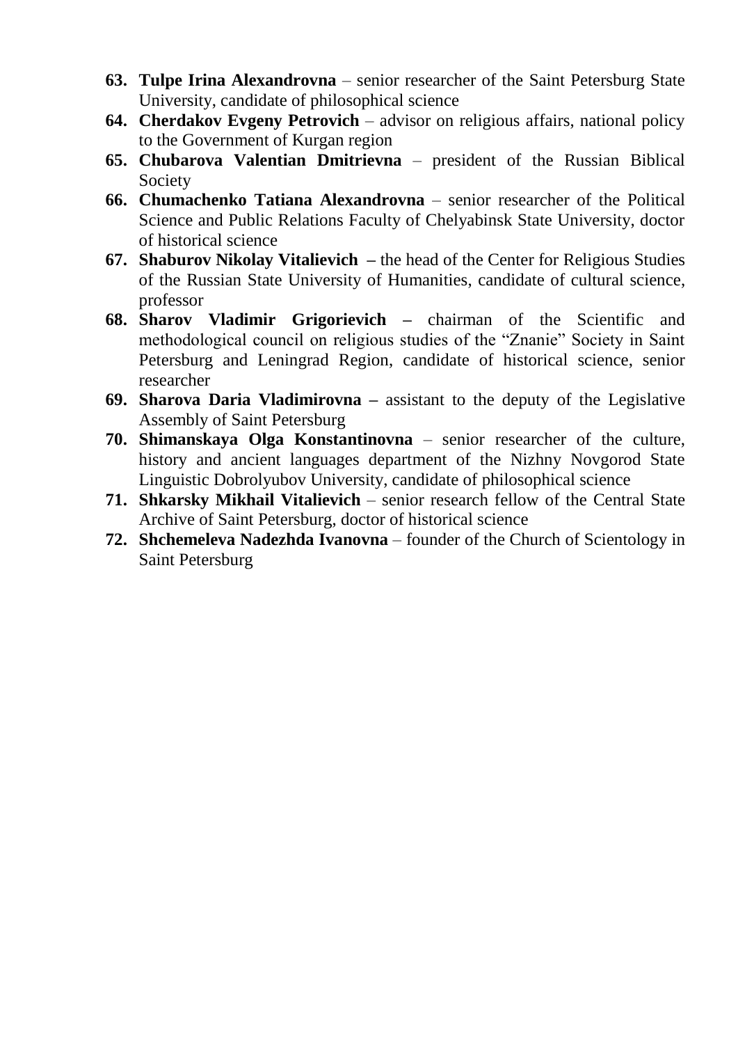63. **Tulpe Irina Alexandrovna** – senior researcher of the Saint Petersburg State University, candidate of philosophical science
64. **Cherdakov Evgeny Petrovich** – advisor on religious affairs, national policy to the Government of Kurgan region
65. **Chubarova Valentian Dmitrievna** – president of the Russian Biblical Society
66. **Chumachenko Tatiana Alexandrovna** – senior researcher of the Political Science and Public Relations Faculty of Chelyabinsk State University, doctor of historical science
67. **Shaburov Nikolay Vitalievich –** the head of the Center for Religious Studies of the Russian State University of Humanities, candidate of cultural science, professor
68. **Sharov Vladimir Grigorievich –** chairman of the Scientific and methodological council on religious studies of the "Znanie" Society in Saint Petersburg and Leningrad Region, candidate of historical science, senior researcher
69. **Sharova Daria Vladimirovna –** assistant to the deputy of the Legislative Assembly of Saint Petersburg
70. **Shimanskaya Olga Konstantinovna** – senior researcher of the culture, history and ancient languages department of the Nizhny Novgorod State Linguistic Dobrolyubov University, candidate of philosophical science
71. **Shkarsky Mikhail Vitalievich** – senior research fellow of the Central State Archive of Saint Petersburg, doctor of historical science
72. **Shchemeleva Nadezhda Ivanovna** – founder of the Church of Scientology in Saint Petersburg